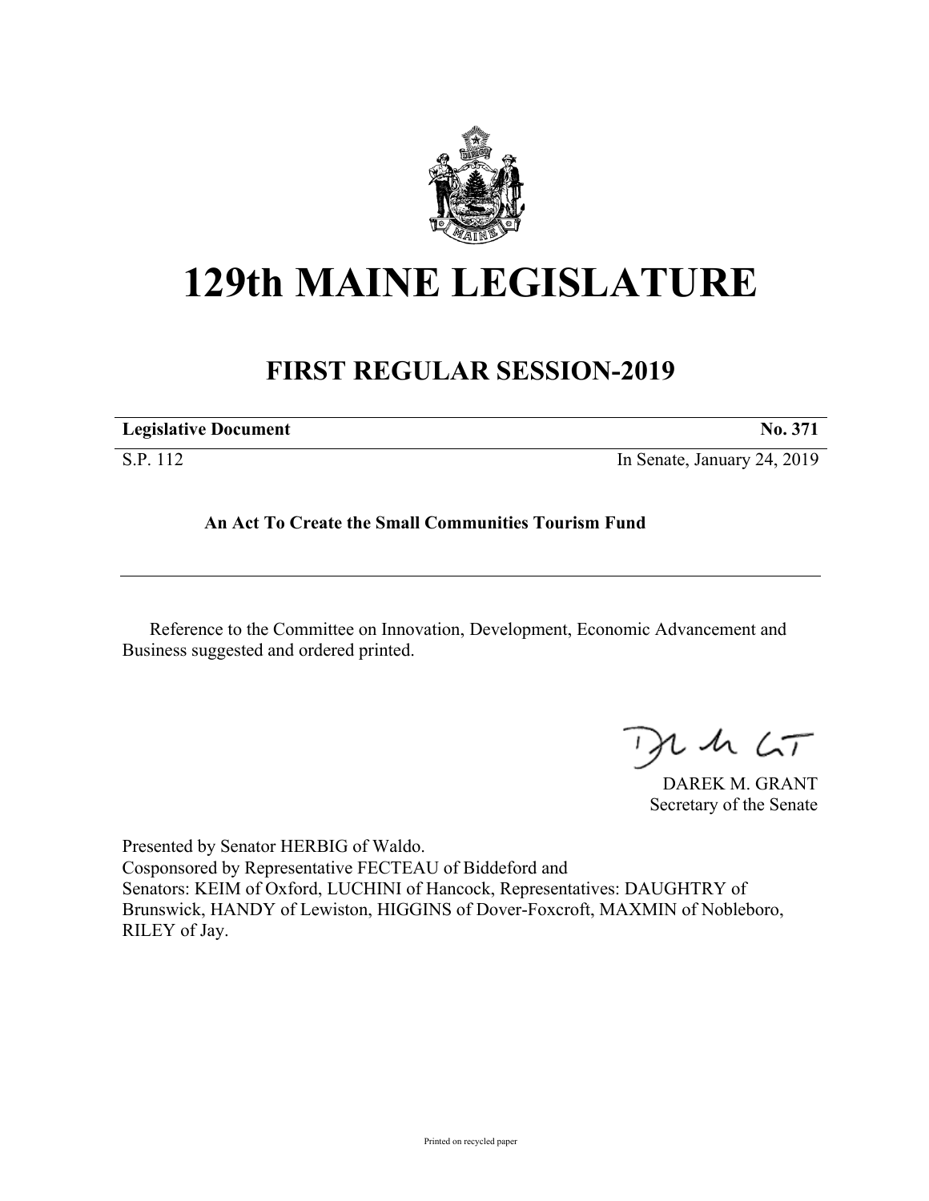# 129th MAINE LEGISLATURE

## FIRST REGULAR SESSION-2019

**Legislative Document** **No. 371**

S.P. 112 In Senate, January 24, 2019

**An Act To Create the Small Communities Tourism Fund**

Reference to the Committee on Innovation, Development, Economic Advancement and Business suggested and ordered printed.

DAREK M. GRANT
Secretary of the Senate

Presented by Senator HERBIG of Waldo.
Cosponsored by Representative FECTEAU of Biddeford and
Senators: KEIM of Oxford, LUCHINI of Hancock, Representatives: DAUGHTRY of Brunswick, HANDY of Lewiston, HIGGINS of Dover-Foxcroft, MAXMIN of Nobleboro, RILEY of Jay.

Printed on recycled paper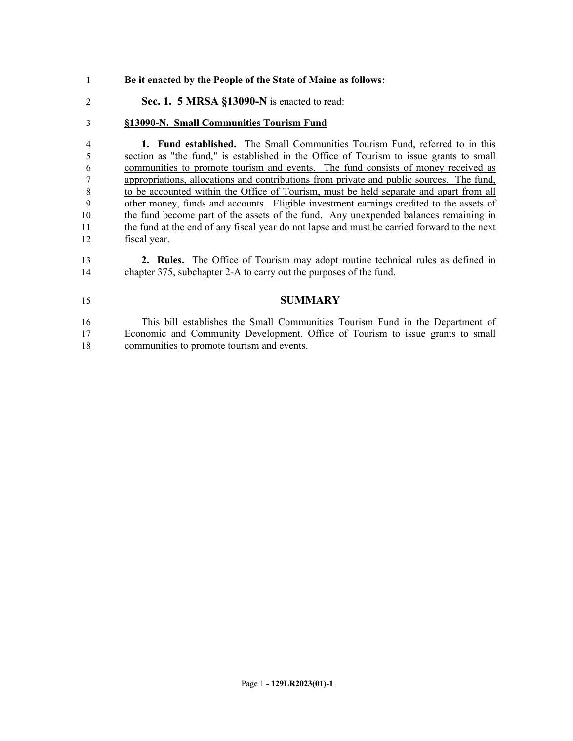**Be it enacted by the People of the State of Maine as follows:**

**Sec. 1. 5 MRSA §13090-N** is enacted to read:

**§13090-N. Small Communities Tourism Fund**

**1. Fund established.** The Small Communities Tourism Fund, referred to in this section as "the fund," is established in the Office of Tourism to issue grants to small communities to promote tourism and events. The fund consists of money received as appropriations, allocations and contributions from private and public sources. The fund, to be accounted within the Office of Tourism, must be held separate and apart from all other money, funds and accounts. Eligible investment earnings credited to the assets of the fund become part of the assets of the fund. Any unexpended balances remaining in the fund at the end of any fiscal year do not lapse and must be carried forward to the next fiscal year.

**2. Rules.** The Office of Tourism may adopt routine technical rules as defined in chapter 375, subchapter 2-A to carry out the purposes of the fund.

## SUMMARY

This bill establishes the Small Communities Tourism Fund in the Department of Economic and Community Development, Office of Tourism to issue grants to small communities to promote tourism and events.